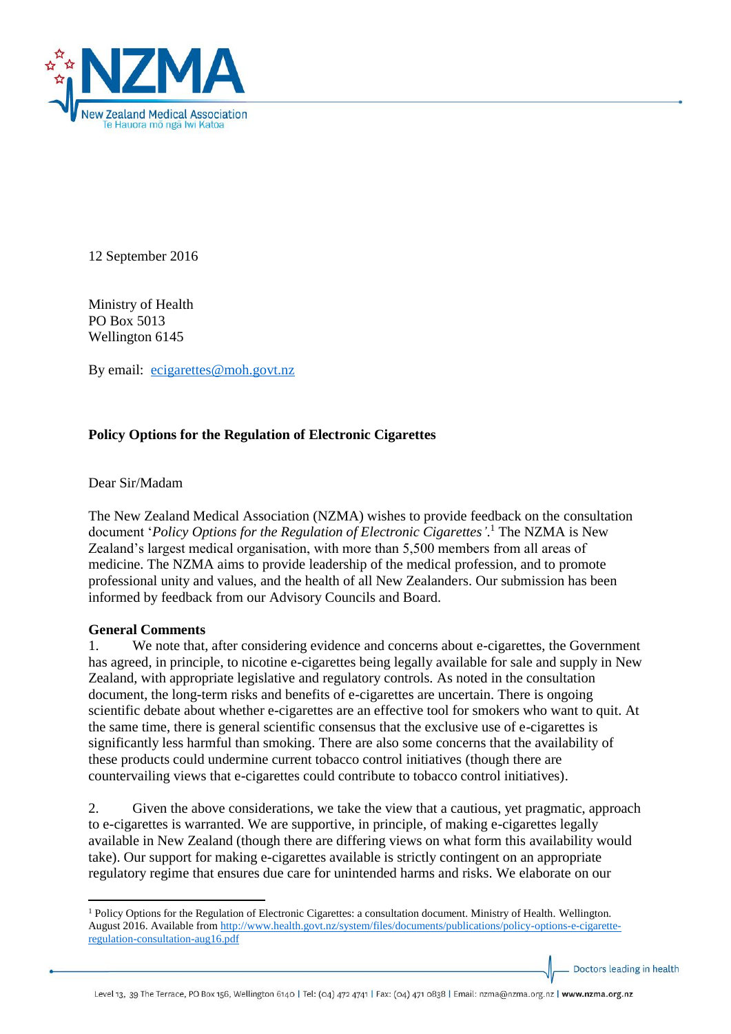12 September 2016

Ministry of Health
PO Box 5013
Wellington 6145

By email: ecigarettes@moh.govt.nz

**Policy Options for the Regulation of Electronic Cigarettes**

Dear Sir/Madam

The New Zealand Medical Association (NZMA) wishes to provide feedback on the consultation document '*Policy Options for the Regulation of Electronic Cigarettes'*.[1] The NZMA is New Zealand's largest medical organisation, with more than 5,500 members from all areas of medicine. The NZMA aims to provide leadership of the medical profession, and to promote professional unity and values, and the health of all New Zealanders. Our submission has been informed by feedback from our Advisory Councils and Board.

**General Comments**

1. We note that, after considering evidence and concerns about e-cigarettes, the Government has agreed, in principle, to nicotine e-cigarettes being legally available for sale and supply in New Zealand, with appropriate legislative and regulatory controls. As noted in the consultation document, the long-term risks and benefits of e-cigarettes are uncertain. There is ongoing scientific debate about whether e-cigarettes are an effective tool for smokers who want to quit. At the same time, there is general scientific consensus that the exclusive use of e-cigarettes is significantly less harmful than smoking. There are also some concerns that the availability of these products could undermine current tobacco control initiatives (though there are countervailing views that e-cigarettes could contribute to tobacco control initiatives).

2. Given the above considerations, we take the view that a cautious, yet pragmatic, approach to e-cigarettes is warranted. We are supportive, in principle, of making e-cigarettes legally available in New Zealand (though there are differing views on what form this availability would take). Our support for making e-cigarettes available is strictly contingent on an appropriate regulatory regime that ensures due care for unintended harms and risks. We elaborate on our

[1] Policy Options for the Regulation of Electronic Cigarettes: a consultation document. Ministry of Health. Wellington. August 2016. Available from http://www.health.govt.nz/system/files/documents/publications/policy-options-e-cigarette-regulation-consultation-aug16.pdf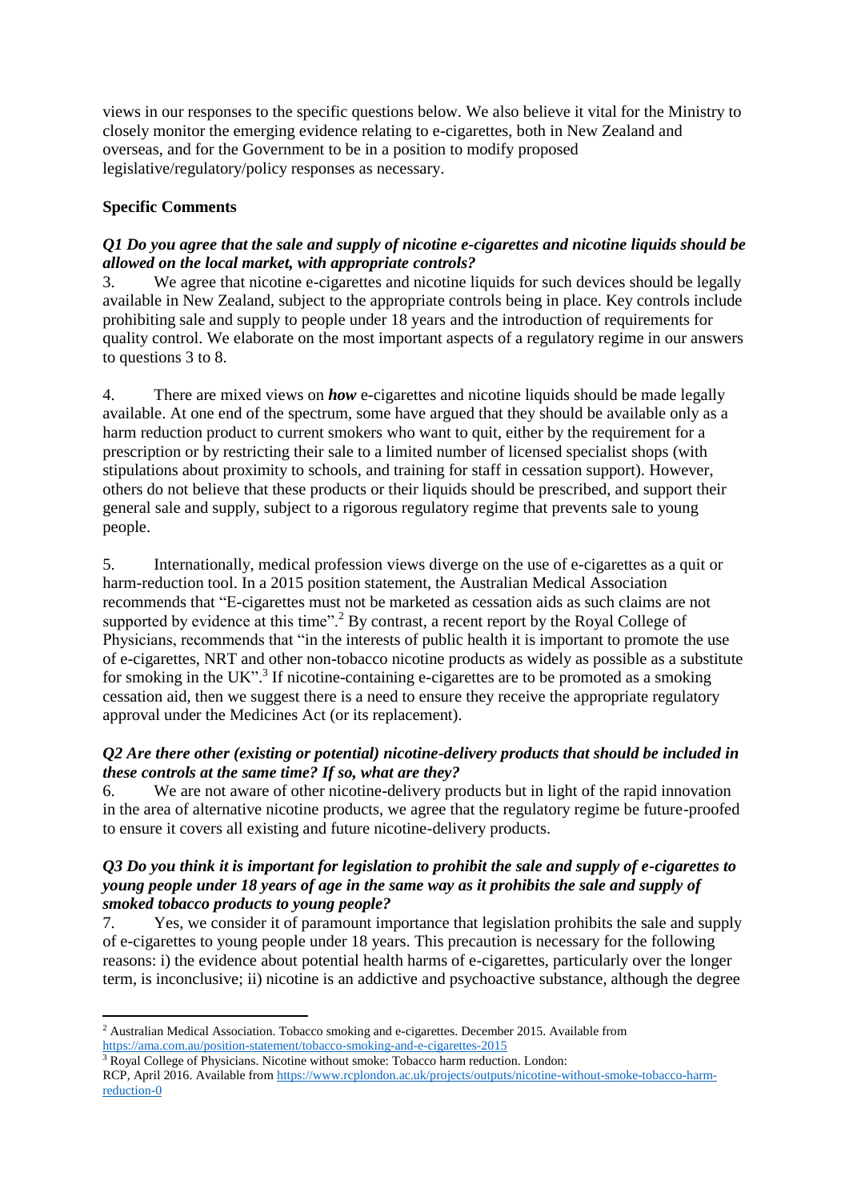views in our responses to the specific questions below. We also believe it vital for the Ministry to closely monitor the emerging evidence relating to e-cigarettes, both in New Zealand and overseas, and for the Government to be in a position to modify proposed legislative/regulatory/policy responses as necessary.

**Specific Comments**

***Q1 Do you agree that the sale and supply of nicotine e-cigarettes and nicotine liquids should be allowed on the local market, with appropriate controls?***

3. We agree that nicotine e-cigarettes and nicotine liquids for such devices should be legally available in New Zealand, subject to the appropriate controls being in place. Key controls include prohibiting sale and supply to people under 18 years and the introduction of requirements for quality control. We elaborate on the most important aspects of a regulatory regime in our answers to questions 3 to 8.

4. There are mixed views on ***how*** e-cigarettes and nicotine liquids should be made legally available. At one end of the spectrum, some have argued that they should be available only as a harm reduction product to current smokers who want to quit, either by the requirement for a prescription or by restricting their sale to a limited number of licensed specialist shops (with stipulations about proximity to schools, and training for staff in cessation support). However, others do not believe that these products or their liquids should be prescribed, and support their general sale and supply, subject to a rigorous regulatory regime that prevents sale to young people.

5. Internationally, medical profession views diverge on the use of e-cigarettes as a quit or harm-reduction tool. In a 2015 position statement, the Australian Medical Association recommends that "E-cigarettes must not be marketed as cessation aids as such claims are not supported by evidence at this time".[2] By contrast, a recent report by the Royal College of Physicians, recommends that "in the interests of public health it is important to promote the use of e-cigarettes, NRT and other non-tobacco nicotine products as widely as possible as a substitute for smoking in the UK".[3] If nicotine-containing e-cigarettes are to be promoted as a smoking cessation aid, then we suggest there is a need to ensure they receive the appropriate regulatory approval under the Medicines Act (or its replacement).

***Q2 Are there other (existing or potential) nicotine-delivery products that should be included in these controls at the same time? If so, what are they?***

6. We are not aware of other nicotine-delivery products but in light of the rapid innovation in the area of alternative nicotine products, we agree that the regulatory regime be future-proofed to ensure it covers all existing and future nicotine-delivery products.

***Q3 Do you think it is important for legislation to prohibit the sale and supply of e-cigarettes to young people under 18 years of age in the same way as it prohibits the sale and supply of smoked tobacco products to young people?***

7. Yes, we consider it of paramount importance that legislation prohibits the sale and supply of e-cigarettes to young people under 18 years. This precaution is necessary for the following reasons: i) the evidence about potential health harms of e-cigarettes, particularly over the longer term, is inconclusive; ii) nicotine is an addictive and psychoactive substance, although the degree

---

[2] Australian Medical Association. Tobacco smoking and e-cigarettes. December 2015. Available from https://ama.com.au/position-statement/tobacco-smoking-and-e-cigarettes-2015

[3] Royal College of Physicians. Nicotine without smoke: Tobacco harm reduction. London: RCP, April 2016. Available from https://www.rcplondon.ac.uk/projects/outputs/nicotine-without-smoke-tobacco-harm-reduction-0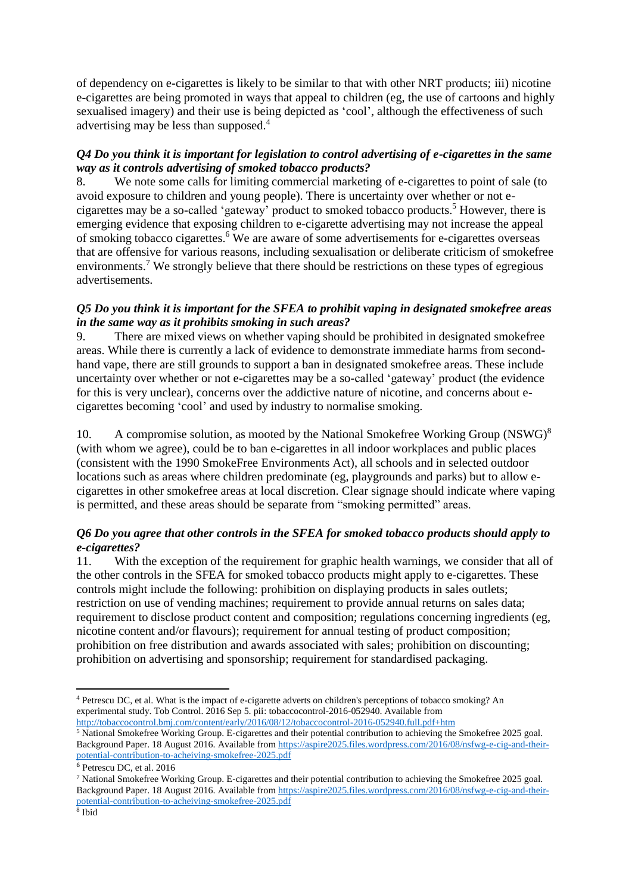of dependency on e-cigarettes is likely to be similar to that with other NRT products; iii) nicotine e-cigarettes are being promoted in ways that appeal to children (eg, the use of cartoons and highly sexualised imagery) and their use is being depicted as 'cool', although the effectiveness of such advertising may be less than supposed.[4]

***Q4 Do you think it is important for legislation to control advertising of e-cigarettes in the same way as it controls advertising of smoked tobacco products?***

8. We note some calls for limiting commercial marketing of e-cigarettes to point of sale (to avoid exposure to children and young people). There is uncertainty over whether or not e-cigarettes may be a so-called 'gateway' product to smoked tobacco products.[5] However, there is emerging evidence that exposing children to e-cigarette advertising may not increase the appeal of smoking tobacco cigarettes.[6] We are aware of some advertisements for e-cigarettes overseas that are offensive for various reasons, including sexualisation or deliberate criticism of smokefree environments.[7] We strongly believe that there should be restrictions on these types of egregious advertisements.

***Q5 Do you think it is important for the SFEA to prohibit vaping in designated smokefree areas in the same way as it prohibits smoking in such areas?***

9. There are mixed views on whether vaping should be prohibited in designated smokefree areas. While there is currently a lack of evidence to demonstrate immediate harms from second-hand vape, there are still grounds to support a ban in designated smokefree areas. These include uncertainty over whether or not e-cigarettes may be a so-called 'gateway' product (the evidence for this is very unclear), concerns over the addictive nature of nicotine, and concerns about e-cigarettes becoming 'cool' and used by industry to normalise smoking.

10. A compromise solution, as mooted by the National Smokefree Working Group (NSWG)[8] (with whom we agree), could be to ban e-cigarettes in all indoor workplaces and public places (consistent with the 1990 SmokeFree Environments Act), all schools and in selected outdoor locations such as areas where children predominate (eg, playgrounds and parks) but to allow e-cigarettes in other smokefree areas at local discretion. Clear signage should indicate where vaping is permitted, and these areas should be separate from "smoking permitted" areas.

***Q6 Do you agree that other controls in the SFEA for smoked tobacco products should apply to e-cigarettes?***

11. With the exception of the requirement for graphic health warnings, we consider that all of the other controls in the SFEA for smoked tobacco products might apply to e-cigarettes. These controls might include the following: prohibition on displaying products in sales outlets; restriction on use of vending machines; requirement to provide annual returns on sales data; requirement to disclose product content and composition; regulations concerning ingredients (eg, nicotine content and/or flavours); requirement for annual testing of product composition; prohibition on free distribution and awards associated with sales; prohibition on discounting; prohibition on advertising and sponsorship; requirement for standardised packaging.

---

[4] Petrescu DC, et al. What is the impact of e-cigarette adverts on children's perceptions of tobacco smoking? An experimental study. Tob Control. 2016 Sep 5. pii: tobaccocontrol-2016-052940. Available from http://tobaccocontrol.bmj.com/content/early/2016/08/12/tobaccocontrol-2016-052940.full.pdf+htm

[5] National Smokefree Working Group. E-cigarettes and their potential contribution to achieving the Smokefree 2025 goal. Background Paper. 18 August 2016. Available from https://aspire2025.files.wordpress.com/2016/08/nsfwg-e-cig-and-their-potential-contribution-to-acheiving-smokefree-2025.pdf

[6] Petrescu DC, et al. 2016

[7] National Smokefree Working Group. E-cigarettes and their potential contribution to achieving the Smokefree 2025 goal. Background Paper. 18 August 2016. Available from https://aspire2025.files.wordpress.com/2016/08/nsfwg-e-cig-and-their-potential-contribution-to-acheiving-smokefree-2025.pdf

[8] Ibid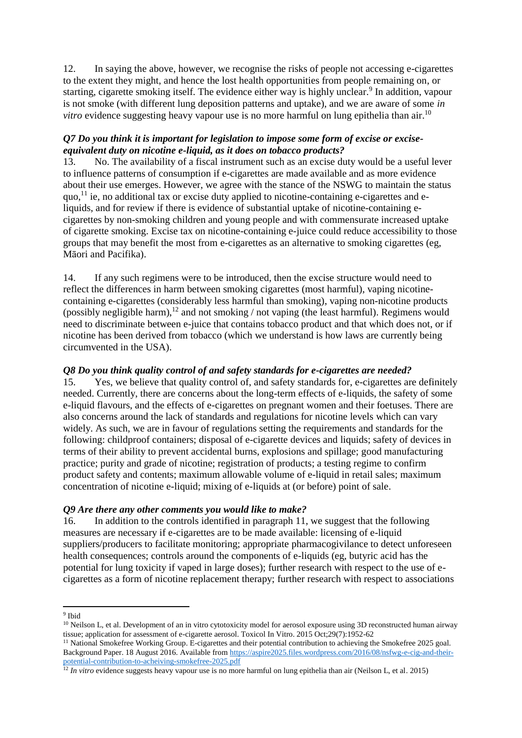12. In saying the above, however, we recognise the risks of people not accessing e-cigarettes to the extent they might, and hence the lost health opportunities from people remaining on, or starting, cigarette smoking itself. The evidence either way is highly unclear.[9] In addition, vapour is not smoke (with different lung deposition patterns and uptake), and we are aware of some *in vitro* evidence suggesting heavy vapour use is no more harmful on lung epithelia than air.[10]

***Q7 Do you think it is important for legislation to impose some form of excise or excise-equivalent duty on nicotine e-liquid, as it does on tobacco products?***

13. No. The availability of a fiscal instrument such as an excise duty would be a useful lever to influence patterns of consumption if e-cigarettes are made available and as more evidence about their use emerges. However, we agree with the stance of the NSWG to maintain the status quo,[11] ie, no additional tax or excise duty applied to nicotine-containing e-cigarettes and e-liquids, and for review if there is evidence of substantial uptake of nicotine-containing e-cigarettes by non-smoking children and young people and with commensurate increased uptake of cigarette smoking. Excise tax on nicotine-containing e-juice could reduce accessibility to those groups that may benefit the most from e-cigarettes as an alternative to smoking cigarettes (eg, Māori and Pacifika).

14. If any such regimens were to be introduced, then the excise structure would need to reflect the differences in harm between smoking cigarettes (most harmful), vaping nicotine-containing e-cigarettes (considerably less harmful than smoking), vaping non-nicotine products (possibly negligible harm),[12] and not smoking / not vaping (the least harmful). Regimens would need to discriminate between e-juice that contains tobacco product and that which does not, or if nicotine has been derived from tobacco (which we understand is how laws are currently being circumvented in the USA).

***Q8 Do you think quality control of and safety standards for e-cigarettes are needed?***

15. Yes, we believe that quality control of, and safety standards for, e-cigarettes are definitely needed. Currently, there are concerns about the long-term effects of e-liquids, the safety of some e-liquid flavours, and the effects of e-cigarettes on pregnant women and their foetuses. There are also concerns around the lack of standards and regulations for nicotine levels which can vary widely. As such, we are in favour of regulations setting the requirements and standards for the following: childproof containers; disposal of e-cigarette devices and liquids; safety of devices in terms of their ability to prevent accidental burns, explosions and spillage; good manufacturing practice; purity and grade of nicotine; registration of products; a testing regime to confirm product safety and contents; maximum allowable volume of e-liquid in retail sales; maximum concentration of nicotine e-liquid; mixing of e-liquids at (or before) point of sale.

***Q9 Are there any other comments you would like to make?***

16. In addition to the controls identified in paragraph 11, we suggest that the following measures are necessary if e-cigarettes are to be made available: licensing of e-liquid suppliers/producers to facilitate monitoring; appropriate pharmacogivilance to detect unforeseen health consequences; controls around the components of e-liquids (eg, butyric acid has the potential for lung toxicity if vaped in large doses); further research with respect to the use of e-cigarettes as a form of nicotine replacement therapy; further research with respect to associations

---

[9] Ibid

[10] Neilson L, et al. Development of an in vitro cytotoxicity model for aerosol exposure using 3D reconstructed human airway tissue; application for assessment of e-cigarette aerosol. Toxicol In Vitro. 2015 Oct;29(7):1952-62

[11] National Smokefree Working Group. E-cigarettes and their potential contribution to achieving the Smokefree 2025 goal. Background Paper. 18 August 2016. Available from https://aspire2025.files.wordpress.com/2016/08/nsfwg-e-cig-and-their-potential-contribution-to-acheiving-smokefree-2025.pdf

[12] *In vitro* evidence suggests heavy vapour use is no more harmful on lung epithelia than air (Neilson L, et al. 2015)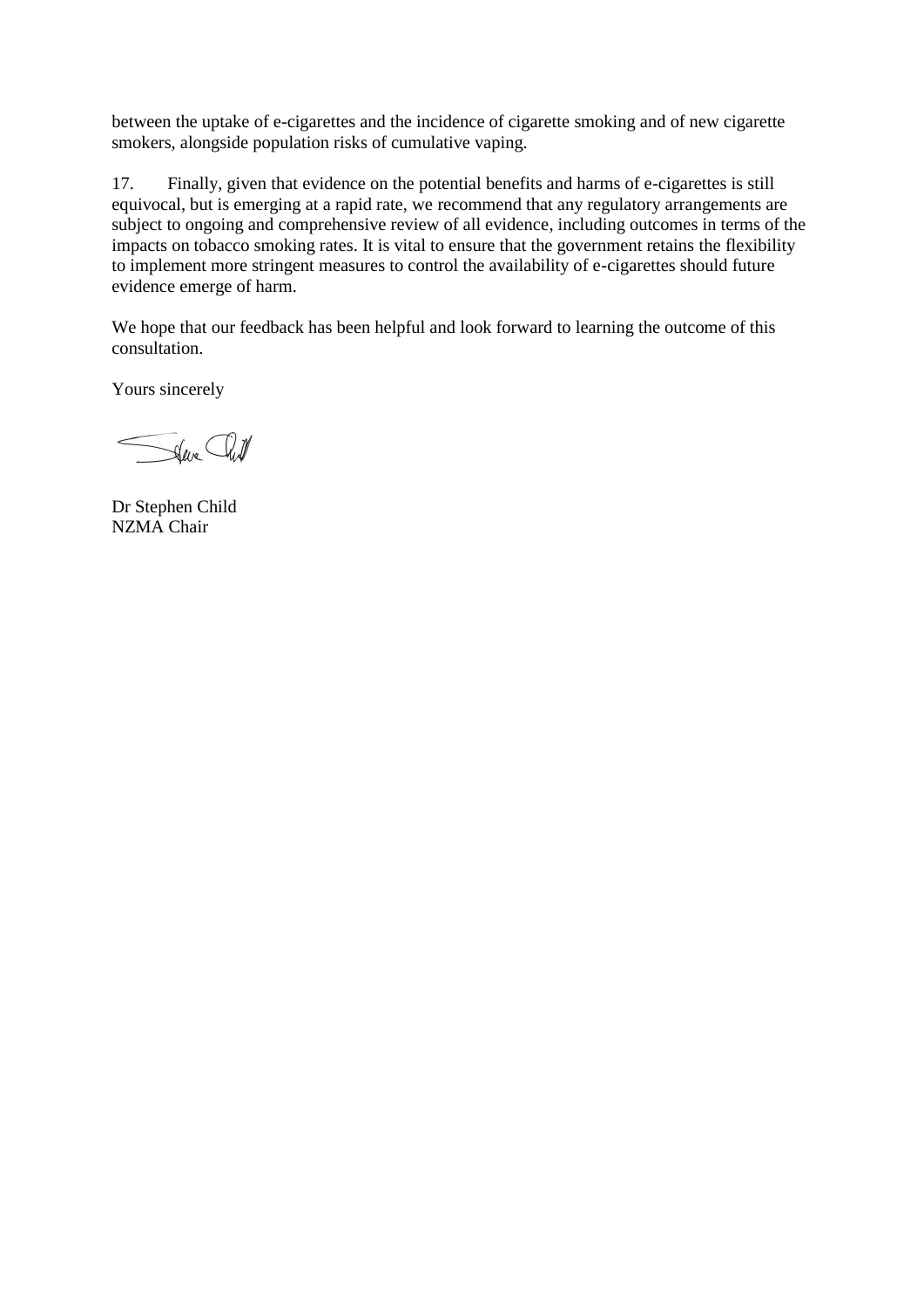between the uptake of e-cigarettes and the incidence of cigarette smoking and of new cigarette smokers, alongside population risks of cumulative vaping.

17. Finally, given that evidence on the potential benefits and harms of e-cigarettes is still equivocal, but is emerging at a rapid rate, we recommend that any regulatory arrangements are subject to ongoing and comprehensive review of all evidence, including outcomes in terms of the impacts on tobacco smoking rates. It is vital to ensure that the government retains the flexibility to implement more stringent measures to control the availability of e-cigarettes should future evidence emerge of harm.

We hope that our feedback has been helpful and look forward to learning the outcome of this consultation.

Yours sincerely

Dr Stephen Child
NZMA Chair